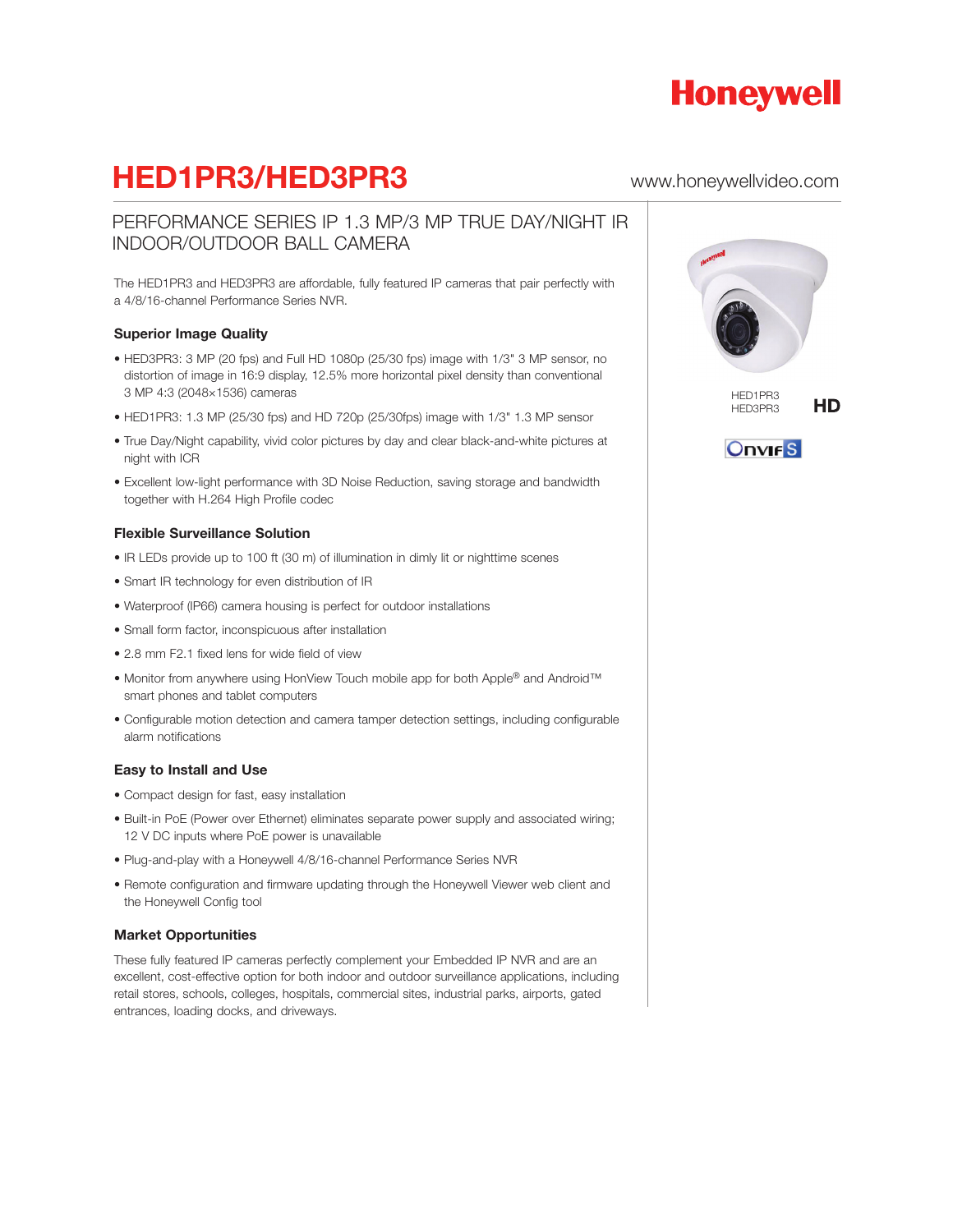Honeywell

# HED1PR3/HED3PR3

www.honeywellvideo.com

## PERFORMANCE SERIES IP 1.3 MP/3 MP TRUE DAY/NIGHT IR INDOOR/OUTDOOR BALL CAMERA

The HED1PR3 and HED3PR3 are affordable, fully featured IP cameras that pair perfectly with a 4/8/16-channel Performance Series NVR.

### Superior Image Quality

- HED3PR3: 3 MP (20 fps) and Full HD 1080p (25/30 fps) image with 1/3" 3 MP sensor, no distortion of image in 16:9 display, 12.5% more horizontal pixel density than conventional 3 MP 4:3 (2048×1536) cameras
- HED1PR3: 1.3 MP (25/30 fps) and HD 720p (25/30fps) image with 1/3" 1.3 MP sensor
- True Day/Night capability, vivid color pictures by day and clear black-and-white pictures at night with ICR
- Excellent low-light performance with 3D Noise Reduction, saving storage and bandwidth together with H.264 High Profile codec

### Flexible Surveillance Solution

- IR LEDs provide up to 100 ft (30 m) of illumination in dimly lit or nighttime scenes
- Smart IR technology for even distribution of IR
- Waterproof (IP66) camera housing is perfect for outdoor installations
- Small form factor, inconspicuous after installation
- 2.8 mm F2.1 fixed lens for wide field of view
- Monitor from anywhere using HonView Touch mobile app for both Apple® and Android™ smart phones and tablet computers
- Configurable motion detection and camera tamper detection settings, including configurable alarm notifications

### Easy to Install and Use

- Compact design for fast, easy installation
- Built-in PoE (Power over Ethernet) eliminates separate power supply and associated wiring; 12 V DC inputs where PoE power is unavailable
- Plug-and-play with a Honeywell 4/8/16-channel Performance Series NVR
- Remote configuration and firmware updating through the Honeywell Viewer web client and the Honeywell Config tool

### Market Opportunities

These fully featured IP cameras perfectly complement your Embedded IP NVR and are an excellent, cost-effective option for both indoor and outdoor surveillance applications, including retail stores, schools, colleges, hospitals, commercial sites, industrial parks, airports, gated entrances, loading docks, and driveways.

HED1PR3
HED3PR3

HD

ONVIF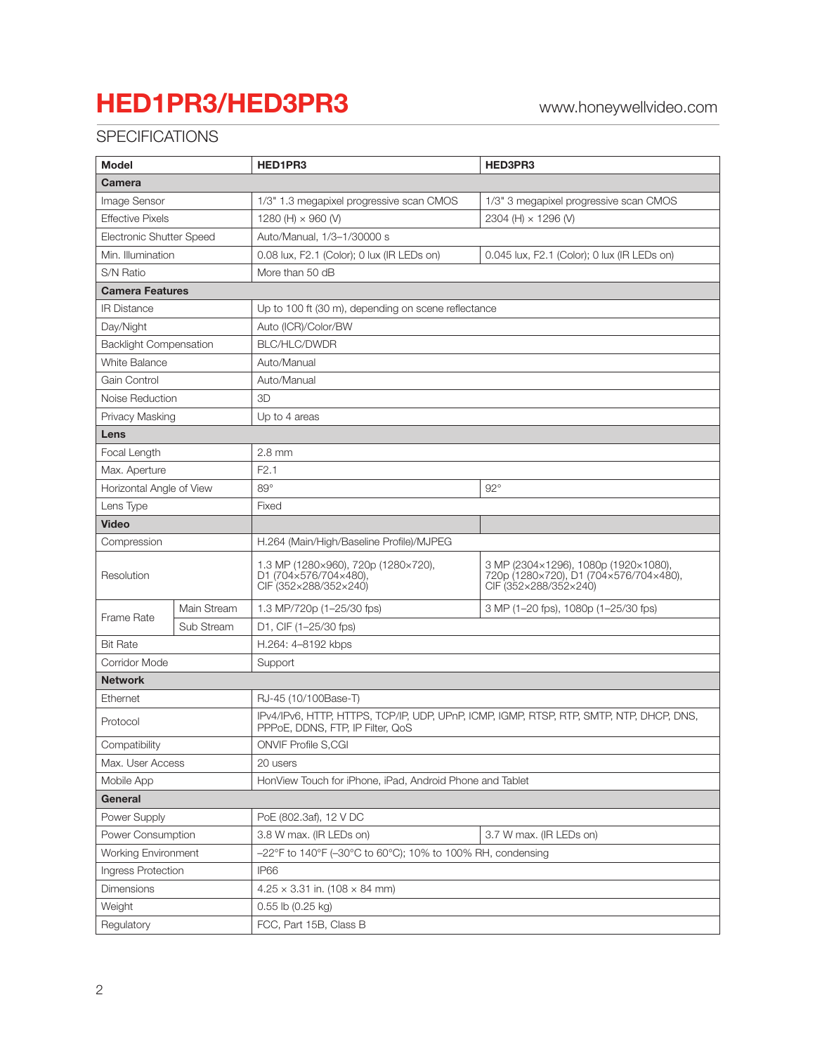# HED1PR3/HED3PR3

www.honeywellvideo.com

## SPECIFICATIONS

| Model | | HED1PR3 | HED3PR3 |
|---|---|---|---|
| **Camera** | | | |
| Image Sensor | | 1/3" 1.3 megapixel progressive scan CMOS | 1/3" 3 megapixel progressive scan CMOS |
| Effective Pixels | | 1280 (H) × 960 (V) | 2304 (H) × 1296 (V) |
| Electronic Shutter Speed | | Auto/Manual, 1/3–1/30000 s | |
| Min. Illumination | | 0.08 lux, F2.1 (Color); 0 lux (IR LEDs on) | 0.045 lux, F2.1 (Color); 0 lux (IR LEDs on) |
| S/N Ratio | | More than 50 dB | |
| **Camera Features** | | | |
| IR Distance | | Up to 100 ft (30 m), depending on scene reflectance | |
| Day/Night | | Auto (ICR)/Color/BW | |
| Backlight Compensation | | BLC/HLC/DWDR | |
| White Balance | | Auto/Manual | |
| Gain Control | | Auto/Manual | |
| Noise Reduction | | 3D | |
| Privacy Masking | | Up to 4 areas | |
| **Lens** | | | |
| Focal Length | | 2.8 mm | |
| Max. Aperture | | F2.1 | |
| Horizontal Angle of View | | 89° | 92° |
| Lens Type | | Fixed | |
| **Video** | | | |
| Compression | | H.264 (Main/High/Baseline Profile)/MJPEG | |
| Resolution | | 1.3 MP (1280×960), 720p (1280×720), D1 (704×576/704×480), CIF (352×288/352×240) | 3 MP (2304×1296), 1080p (1920×1080), 720p (1280×720), D1 (704×576/704×480), CIF (352×288/352×240) |
| Frame Rate | Main Stream | 1.3 MP/720p (1–25/30 fps) | 3 MP (1–20 fps), 1080p (1–25/30 fps) |
| | Sub Stream | D1, CIF (1–25/30 fps) | |
| Bit Rate | | H.264: 4–8192 kbps | |
| Corridor Mode | | Support | |
| **Network** | | | |
| Ethernet | | RJ-45 (10/100Base-T) | |
| Protocol | | IPv4/IPv6, HTTP, HTTPS, TCP/IP, UDP, UPnP, ICMP, IGMP, RTSP, RTP, SMTP, NTP, DHCP, DNS, PPPoE, DDNS, FTP, IP Filter, QoS | |
| Compatibility | | ONVIF Profile S,CGI | |
| Max. User Access | | 20 users | |
| Mobile App | | HonView Touch for iPhone, iPad, Android Phone and Tablet | |
| **General** | | | |
| Power Supply | | PoE (802.3af), 12 V DC | |
| Power Consumption | | 3.8 W max. (IR LEDs on) | 3.7 W max. (IR LEDs on) |
| Working Environment | | –22°F to 140°F (–30°C to 60°C); 10% to 100% RH, condensing | |
| Ingress Protection | | IP66 | |
| Dimensions | | 4.25 × 3.31 in. (108 × 84 mm) | |
| Weight | | 0.55 lb (0.25 kg) | |
| Regulatory | | FCC, Part 15B, Class B | |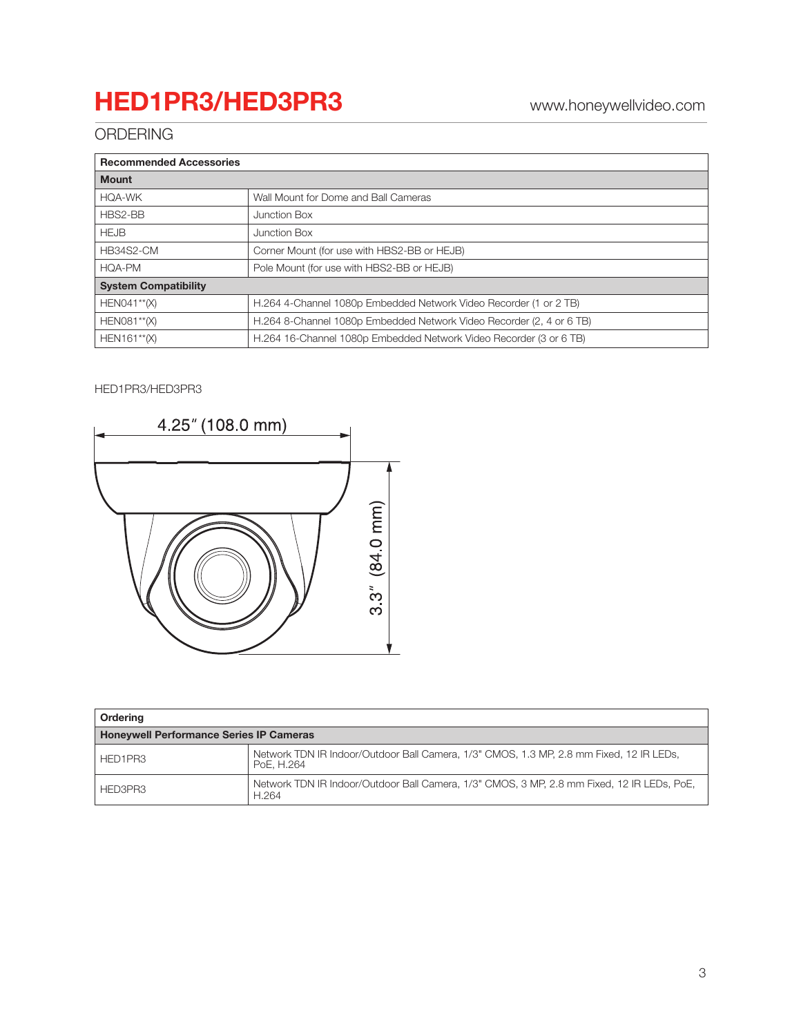# HED1PR3/HED3PR3

www.honeywellvideo.com

## ORDERING

| Recommended Accessories | |
|---|---|
| **Mount** | |
| HQA-WK | Wall Mount for Dome and Ball Cameras |
| HBS2-BB | Junction Box |
| HEJB | Junction Box |
| HB34S2-CM | Corner Mount (for use with HBS2-BB or HEJB) |
| HQA-PM | Pole Mount (for use with HBS2-BB or HEJB) |
| **System Compatibility** | |
| HEN041**(X) | H.264 4-Channel 1080p Embedded Network Video Recorder (1 or 2 TB) |
| HEN081**(X) | H.264 8-Channel 1080p Embedded Network Video Recorder (2, 4 or 6 TB) |
| HEN161**(X) | H.264 16-Channel 1080p Embedded Network Video Recorder (3 or 6 TB) |

HED1PR3/HED3PR3

4.25" (108.0 mm)

3.3" (84.0 mm)

| Ordering | |
|---|---|
| **Honeywell Performance Series IP Cameras** | |
| HED1PR3 | Network TDN IR Indoor/Outdoor Ball Camera, 1/3" CMOS, 1.3 MP, 2.8 mm Fixed, 12 IR LEDs, PoE, H.264 |
| HED3PR3 | Network TDN IR Indoor/Outdoor Ball Camera, 1/3" CMOS, 3 MP, 2.8 mm Fixed, 12 IR LEDs, PoE, H.264 |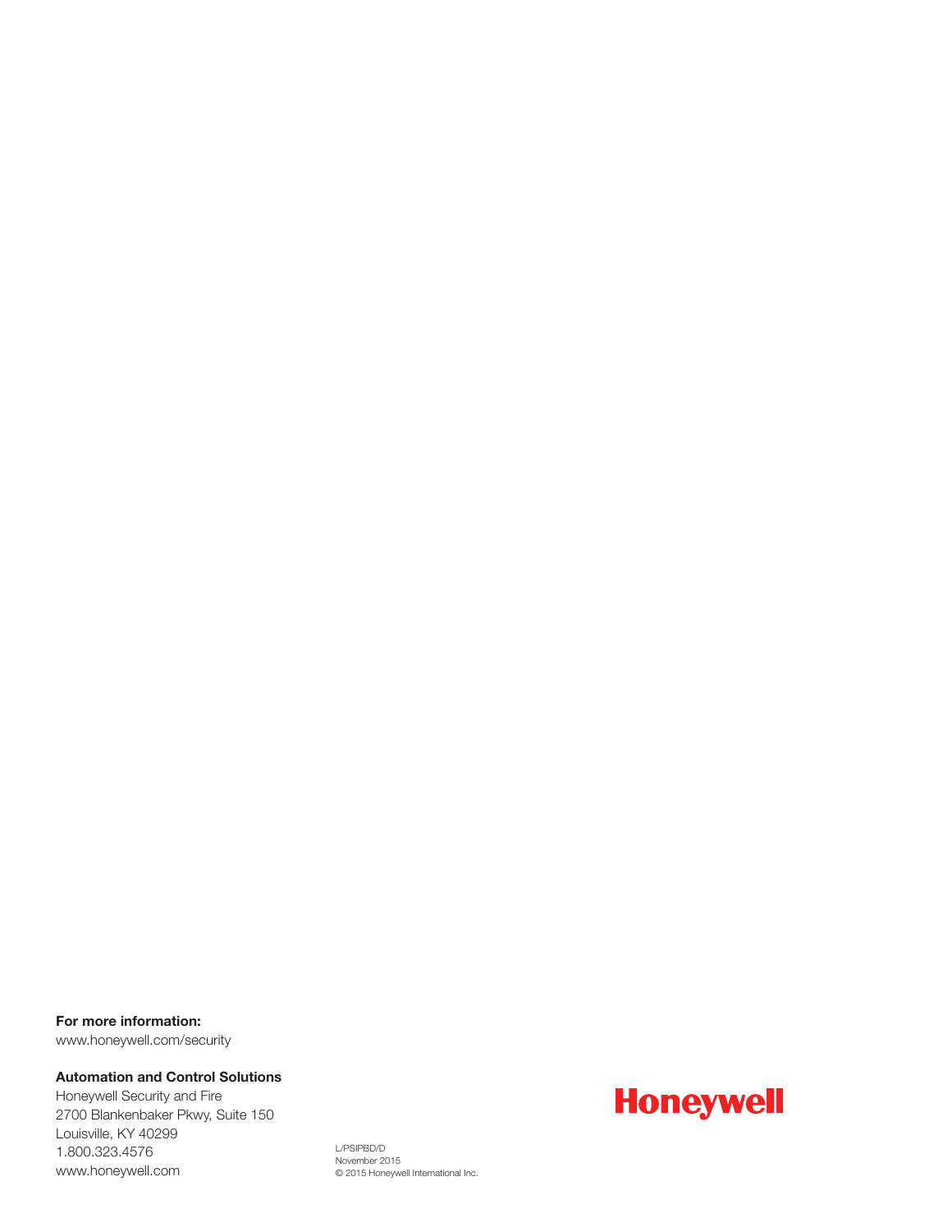**For more information:**
www.honeywell.com/security

**Automation and Control Solutions**
Honeywell Security and Fire
2700 Blankenbaker Pkwy, Suite 150
Louisville, KY 40299
1.800.323.4576
www.honeywell.com

L/PSIPBD/D
November 2015
© 2015 Honeywell International Inc.

Honeywell